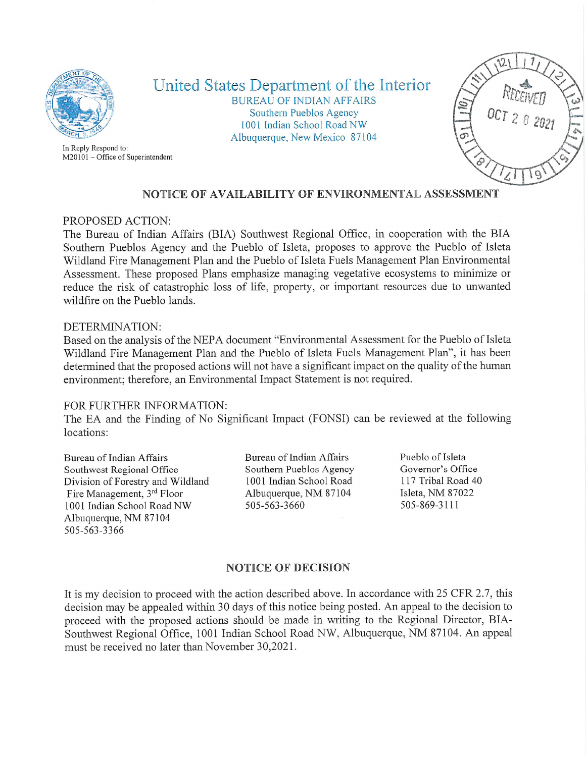# United States Department of the Interior

BUREAU OF INDIAN AFFAIRS
Southern Pueblos Agency
1001 Indian School Road NW
Albuquerque, New Mexico 87104

In Reply Respond to:
M20101 – Office of Superintendent

RECEIVED
OCT 28 2021

## NOTICE OF AVAILABILITY OF ENVIRONMENTAL ASSESSMENT

PROPOSED ACTION:
The Bureau of Indian Affairs (BIA) Southwest Regional Office, in cooperation with the BIA Southern Pueblos Agency and the Pueblo of Isleta, proposes to approve the Pueblo of Isleta Wildland Fire Management Plan and the Pueblo of Isleta Fuels Management Plan Environmental Assessment. These proposed Plans emphasize managing vegetative ecosystems to minimize or reduce the risk of catastrophic loss of life, property, or important resources due to unwanted wildfire on the Pueblo lands.

DETERMINATION:
Based on the analysis of the NEPA document "Environmental Assessment for the Pueblo of Isleta Wildland Fire Management Plan and the Pueblo of Isleta Fuels Management Plan", it has been determined that the proposed actions will not have a significant impact on the quality of the human environment; therefore, an Environmental Impact Statement is not required.

FOR FURTHER INFORMATION:
The EA and the Finding of No Significant Impact (FONSI) can be reviewed at the following locations:

Bureau of Indian Affairs
Southwest Regional Office
Division of Forestry and Wildland Fire Management, 3rd Floor
1001 Indian School Road NW
Albuquerque, NM 87104
505-563-3366

Bureau of Indian Affairs
Southern Pueblos Agency
1001 Indian School Road
Albuquerque, NM 87104
505-563-3660

Pueblo of Isleta
Governor's Office
117 Tribal Road 40
Isleta, NM 87022
505-869-3111

## NOTICE OF DECISION

It is my decision to proceed with the action described above. In accordance with 25 CFR 2.7, this decision may be appealed within 30 days of this notice being posted. An appeal to the decision to proceed with the proposed actions should be made in writing to the Regional Director, BIA-Southwest Regional Office, 1001 Indian School Road NW, Albuquerque, NM 87104. An appeal must be received no later than November 30,2021.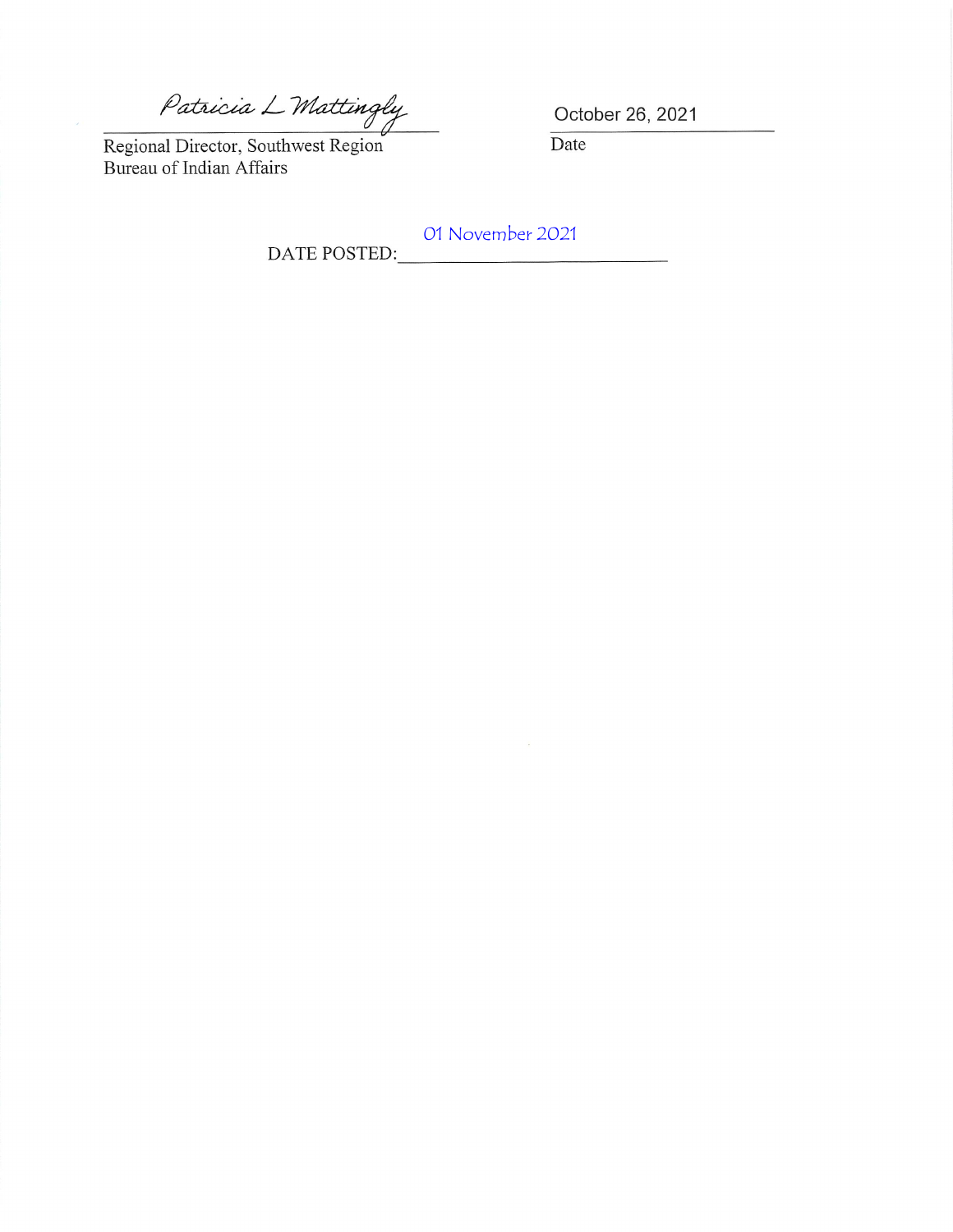Patricia L Mattingly

Regional Director, Southwest Region
Bureau of Indian Affairs

October 26, 2021

Date

DATE POSTED: 01 November 2021